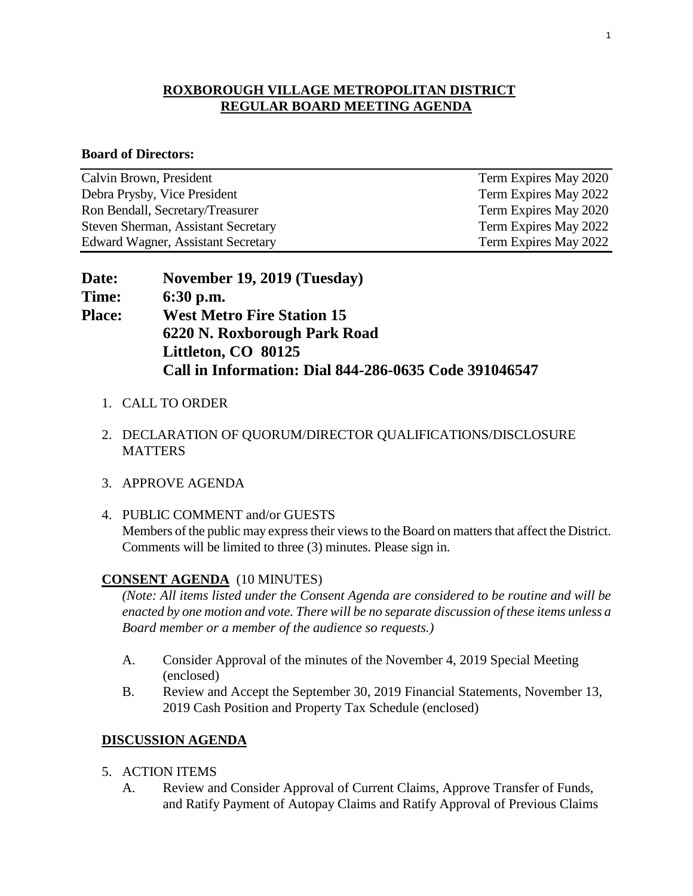# ROXBOROUGH VILLAGE METROPOLITAN DISTRICT
# REGULAR BOARD MEETING AGENDA

**Board of Directors:**

| | |
|---|---|
| Calvin Brown, President | Term Expires May 2020 |
| Debra Prysby, Vice President | Term Expires May 2022 |
| Ron Bendall, Secretary/Treasurer | Term Expires May 2020 |
| Steven Sherman, Assistant Secretary | Term Expires May 2022 |
| Edward Wagner, Assistant Secretary | Term Expires May 2022 |

**Date:** **November 19, 2019 (Tuesday)**
**Time:** **6:30 p.m.**
**Place:** **West Metro Fire Station 15**
**6220 N. Roxborough Park Road**
**Littleton, CO 80125**
**Call in Information: Dial 844-286-0635 Code 391046547**

1. CALL TO ORDER

2. DECLARATION OF QUORUM/DIRECTOR QUALIFICATIONS/DISCLOSURE MATTERS

3. APPROVE AGENDA

4. PUBLIC COMMENT and/or GUESTS
   Members of the public may express their views to the Board on matters that affect the District. Comments will be limited to three (3) minutes. Please sign in.

**CONSENT AGENDA** (10 MINUTES)

*(Note: All items listed under the Consent Agenda are considered to be routine and will be enacted by one motion and vote. There will be no separate discussion of these items unless a Board member or a member of the audience so requests.)*

A. Consider Approval of the minutes of the November 4, 2019 Special Meeting (enclosed)

B. Review and Accept the September 30, 2019 Financial Statements, November 13, 2019 Cash Position and Property Tax Schedule (enclosed)

**DISCUSSION AGENDA**

5. ACTION ITEMS
   A. Review and Consider Approval of Current Claims, Approve Transfer of Funds, and Ratify Payment of Autopay Claims and Ratify Approval of Previous Claims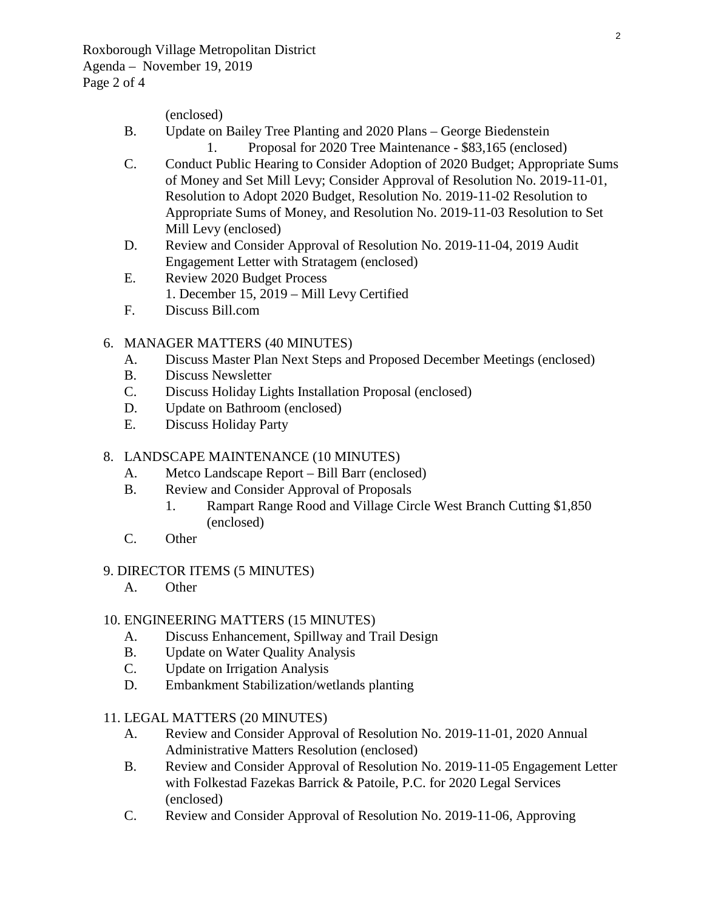(enclosed)

B. Update on Bailey Tree Planting and 2020 Plans – George Biedenstein
   1. Proposal for 2020 Tree Maintenance - $83,165 (enclosed)

C. Conduct Public Hearing to Consider Adoption of 2020 Budget; Appropriate Sums of Money and Set Mill Levy; Consider Approval of Resolution No. 2019-11-01, Resolution to Adopt 2020 Budget, Resolution No. 2019-11-02 Resolution to Appropriate Sums of Money, and Resolution No. 2019-11-03 Resolution to Set Mill Levy (enclosed)

D. Review and Consider Approval of Resolution No. 2019-11-04, 2019 Audit Engagement Letter with Stratagem (enclosed)

E. Review 2020 Budget Process
   1. December 15, 2019 – Mill Levy Certified

F. Discuss Bill.com

6. MANAGER MATTERS (40 MINUTES)
   A. Discuss Master Plan Next Steps and Proposed December Meetings (enclosed)
   B. Discuss Newsletter
   C. Discuss Holiday Lights Installation Proposal (enclosed)
   D. Update on Bathroom (enclosed)
   E. Discuss Holiday Party

8. LANDSCAPE MAINTENANCE (10 MINUTES)
   A. Metco Landscape Report – Bill Barr (enclosed)
   B. Review and Consider Approval of Proposals
      1. Rampart Range Rood and Village Circle West Branch Cutting $1,850 (enclosed)
   C. Other

9. DIRECTOR ITEMS (5 MINUTES)
   A. Other

10. ENGINEERING MATTERS (15 MINUTES)
   A. Discuss Enhancement, Spillway and Trail Design
   B. Update on Water Quality Analysis
   C. Update on Irrigation Analysis
   D. Embankment Stabilization/wetlands planting

11. LEGAL MATTERS (20 MINUTES)
   A. Review and Consider Approval of Resolution No. 2019-11-01, 2020 Annual Administrative Matters Resolution (enclosed)
   B. Review and Consider Approval of Resolution No. 2019-11-05 Engagement Letter with Folkestad Fazekas Barrick & Patoile, P.C. for 2020 Legal Services (enclosed)
   C. Review and Consider Approval of Resolution No. 2019-11-06, Approving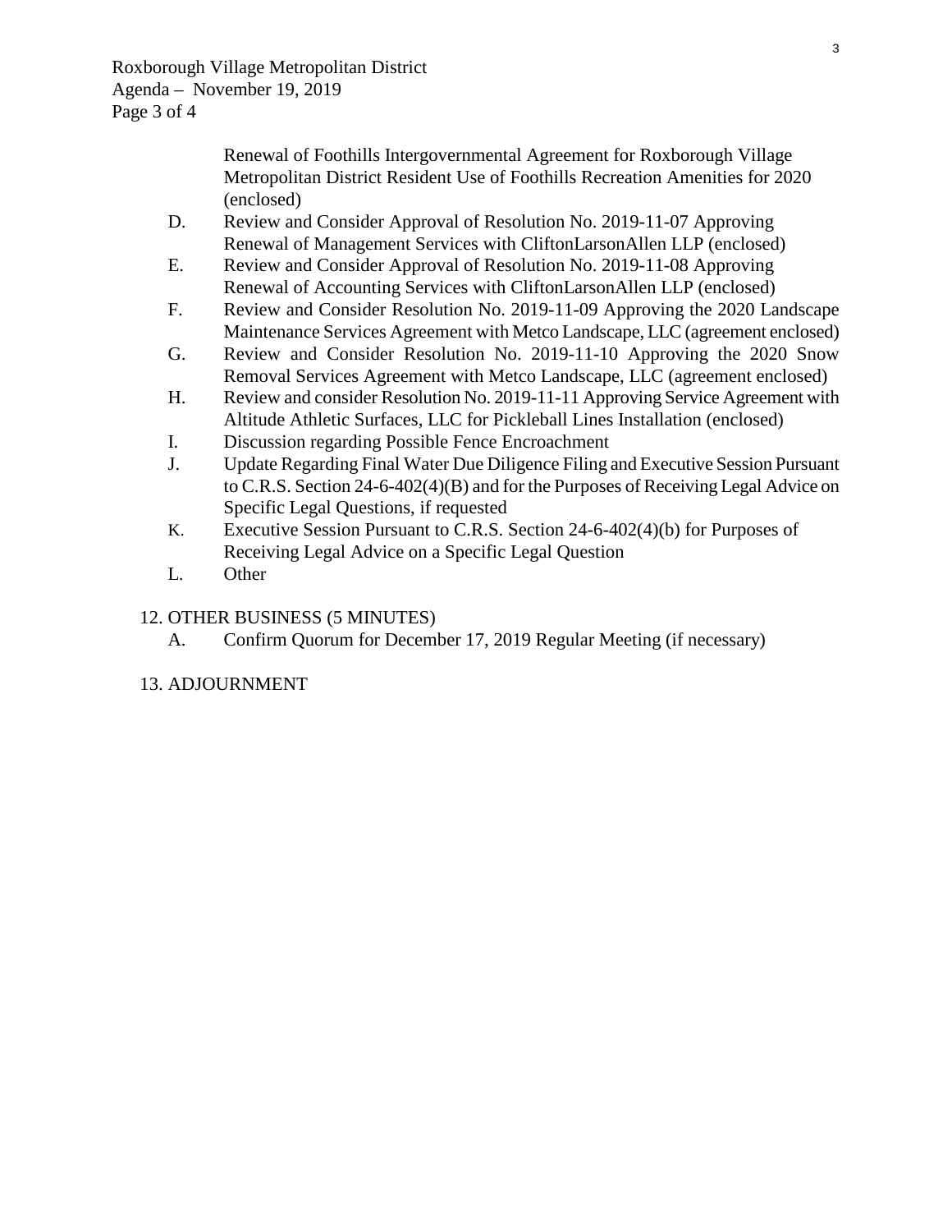Renewal of Foothills Intergovernmental Agreement for Roxborough Village Metropolitan District Resident Use of Foothills Recreation Amenities for 2020 (enclosed)

D. Review and Consider Approval of Resolution No. 2019-11-07 Approving Renewal of Management Services with CliftonLarsonAllen LLP (enclosed)

E. Review and Consider Approval of Resolution No. 2019-11-08 Approving Renewal of Accounting Services with CliftonLarsonAllen LLP (enclosed)

F. Review and Consider Resolution No. 2019-11-09 Approving the 2020 Landscape Maintenance Services Agreement with Metco Landscape, LLC (agreement enclosed)

G. Review and Consider Resolution No. 2019-11-10 Approving the 2020 Snow Removal Services Agreement with Metco Landscape, LLC (agreement enclosed)

H. Review and consider Resolution No. 2019-11-11 Approving Service Agreement with Altitude Athletic Surfaces, LLC for Pickleball Lines Installation (enclosed)

I. Discussion regarding Possible Fence Encroachment

J. Update Regarding Final Water Due Diligence Filing and Executive Session Pursuant to C.R.S. Section 24-6-402(4)(B) and for the Purposes of Receiving Legal Advice on Specific Legal Questions, if requested

K. Executive Session Pursuant to C.R.S. Section 24-6-402(4)(b) for Purposes of Receiving Legal Advice on a Specific Legal Question

L. Other

12. OTHER BUSINESS (5 MINUTES)

A. Confirm Quorum for December 17, 2019 Regular Meeting (if necessary)

13. ADJOURNMENT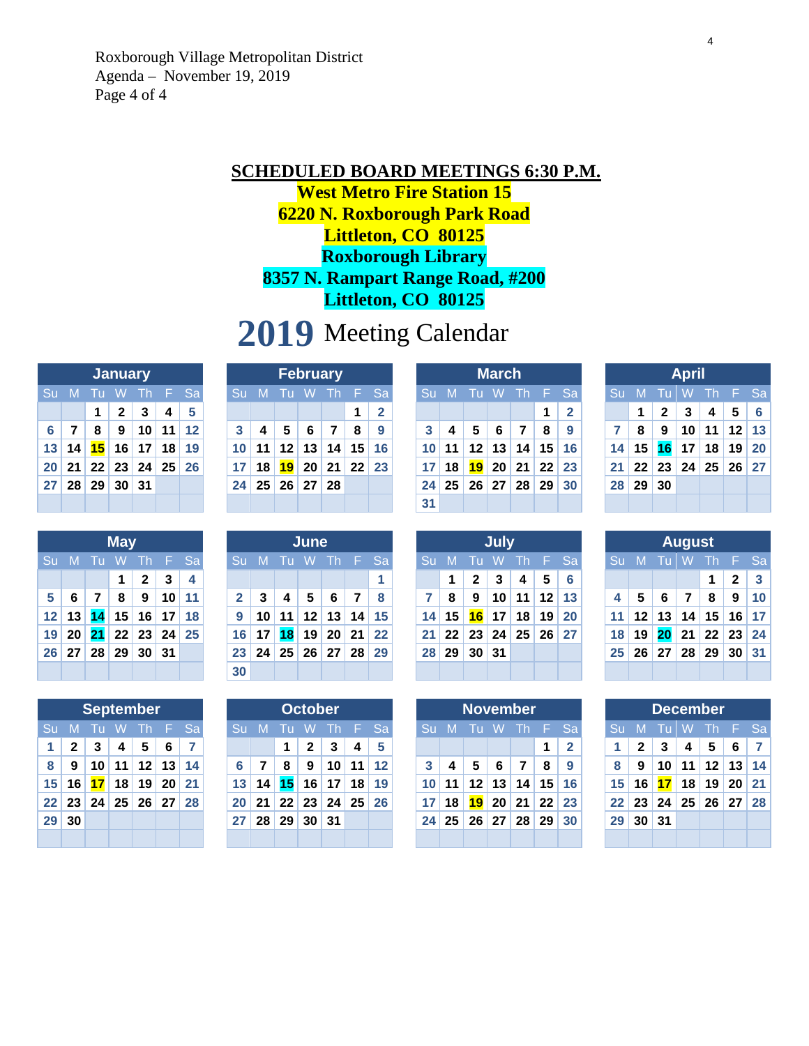Roxborough Village Metropolitan District
Agenda – November 19, 2019

## SCHEDULED BOARD MEETINGS 6:30 P.M.

**West Metro Fire Station 15**
**6220 N. Roxborough Park Road**
**Littleton, CO 80125**

**Roxborough Library**
**8357 N. Rampart Range Road, #200**
**Littleton, CO 80125**

# 2019 Meeting Calendar

**January**

| Su | M | Tu | W | Th | F | Sa |
|---|---|---|---|---|---|---|
| | | 1 | 2 | 3 | 4 | 5 |
| 6 | 7 | 8 | 9 | 10 | 11 | 12 |
| 13 | 14 | 15 | 16 | 17 | 18 | 19 |
| 20 | 21 | 22 | 23 | 24 | 25 | 26 |
| 27 | 28 | 29 | 30 | 31 | | |

**February**

| Su | M | Tu | W | Th | F | Sa |
|---|---|---|---|---|---|---|
| | | | | | 1 | 2 |
| 3 | 4 | 5 | 6 | 7 | 8 | 9 |
| 10 | 11 | 12 | 13 | 14 | 15 | 16 |
| 17 | 18 | 19 | 20 | 21 | 22 | 23 |
| 24 | 25 | 26 | 27 | 28 | | |

**March**

| Su | M | Tu | W | Th | F | Sa |
|---|---|---|---|---|---|---|
| | | | | | 1 | 2 |
| 3 | 4 | 5 | 6 | 7 | 8 | 9 |
| 10 | 11 | 12 | 13 | 14 | 15 | 16 |
| 17 | 18 | 19 | 20 | 21 | 22 | 23 |
| 24 | 25 | 26 | 27 | 28 | 29 | 30 |
| 31 | | | | | | |

**April**

| Su | M | Tu | W | Th | F | Sa |
|---|---|---|---|---|---|---|
| | 1 | 2 | 3 | 4 | 5 | 6 |
| 7 | 8 | 9 | 10 | 11 | 12 | 13 |
| 14 | 15 | 16 | 17 | 18 | 19 | 20 |
| 21 | 22 | 23 | 24 | 25 | 26 | 27 |
| 28 | 29 | 30 | | | | |

**May**

| Su | M | Tu | W | Th | F | Sa |
|---|---|---|---|---|---|---|
| | | | 1 | 2 | 3 | 4 |
| 5 | 6 | 7 | 8 | 9 | 10 | 11 |
| 12 | 13 | 14 | 15 | 16 | 17 | 18 |
| 19 | 20 | 21 | 22 | 23 | 24 | 25 |
| 26 | 27 | 28 | 29 | 30 | 31 | |

**June**

| Su | M | Tu | W | Th | F | Sa |
|---|---|---|---|---|---|---|
| | | | | | | 1 |
| 2 | 3 | 4 | 5 | 6 | 7 | 8 |
| 9 | 10 | 11 | 12 | 13 | 14 | 15 |
| 16 | 17 | 18 | 19 | 20 | 21 | 22 |
| 23 | 24 | 25 | 26 | 27 | 28 | 29 |
| 30 | | | | | | |

**July**

| Su | M | Tu | W | Th | F | Sa |
|---|---|---|---|---|---|---|
| | 1 | 2 | 3 | 4 | 5 | 6 |
| 7 | 8 | 9 | 10 | 11 | 12 | 13 |
| 14 | 15 | 16 | 17 | 18 | 19 | 20 |
| 21 | 22 | 23 | 24 | 25 | 26 | 27 |
| 28 | 29 | 30 | 31 | | | |

**August**

| Su | M | Tu | W | Th | F | Sa |
|---|---|---|---|---|---|---|
| | | | | 1 | 2 | 3 |
| 4 | 5 | 6 | 7 | 8 | 9 | 10 |
| 11 | 12 | 13 | 14 | 15 | 16 | 17 |
| 18 | 19 | 20 | 21 | 22 | 23 | 24 |
| 25 | 26 | 27 | 28 | 29 | 30 | 31 |

**September**

| Su | M | Tu | W | Th | F | Sa |
|---|---|---|---|---|---|---|
| 1 | 2 | 3 | 4 | 5 | 6 | 7 |
| 8 | 9 | 10 | 11 | 12 | 13 | 14 |
| 15 | 16 | 17 | 18 | 19 | 20 | 21 |
| 22 | 23 | 24 | 25 | 26 | 27 | 28 |
| 29 | 30 | | | | | |

**October**

| Su | M | Tu | W | Th | F | Sa |
|---|---|---|---|---|---|---|
| | | 1 | 2 | 3 | 4 | 5 |
| 6 | 7 | 8 | 9 | 10 | 11 | 12 |
| 13 | 14 | 15 | 16 | 17 | 18 | 19 |
| 20 | 21 | 22 | 23 | 24 | 25 | 26 |
| 27 | 28 | 29 | 30 | 31 | | |

**November**

| Su | M | Tu | W | Th | F | Sa |
|---|---|---|---|---|---|---|
| | | | | | 1 | 2 |
| 3 | 4 | 5 | 6 | 7 | 8 | 9 |
| 10 | 11 | 12 | 13 | 14 | 15 | 16 |
| 17 | 18 | 19 | 20 | 21 | 22 | 23 |
| 24 | 25 | 26 | 27 | 28 | 29 | 30 |

**December**

| Su | M | Tu | W | Th | F | Sa |
|---|---|---|---|---|---|---|
| 1 | 2 | 3 | 4 | 5 | 6 | 7 |
| 8 | 9 | 10 | 11 | 12 | 13 | 14 |
| 15 | 16 | 17 | 18 | 19 | 20 | 21 |
| 22 | 23 | 24 | 25 | 26 | 27 | 28 |
| 29 | 30 | 31 | | | | |